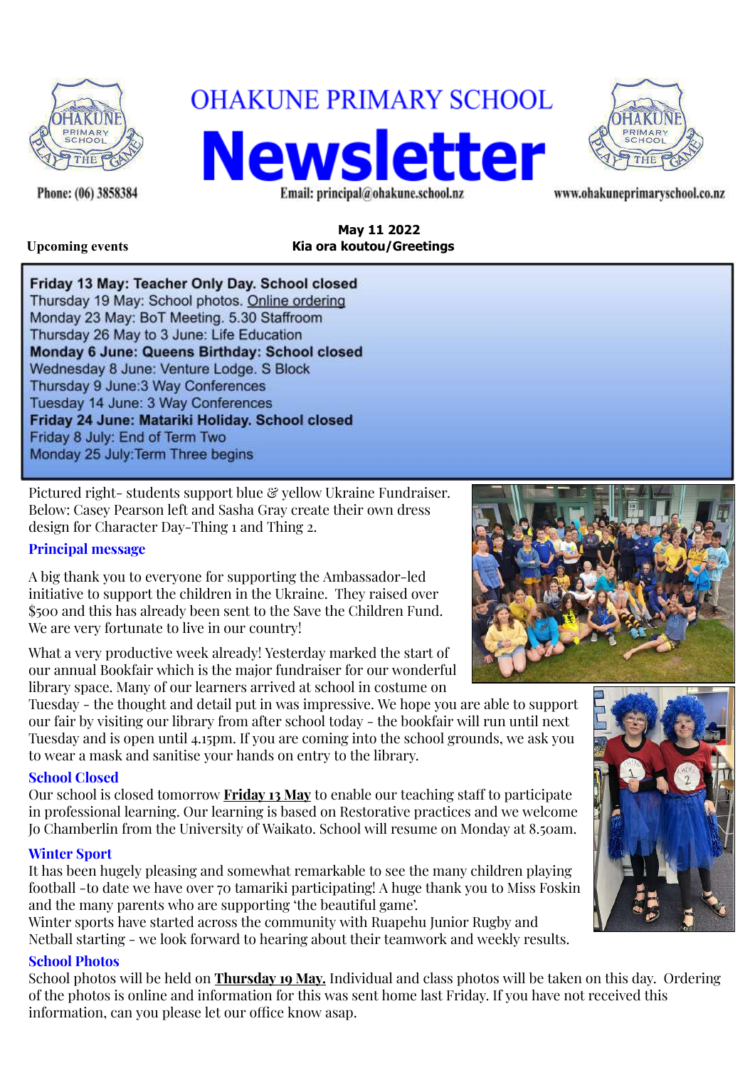# OHAKUNE PRIMARY SCHOOL

# Newsletter

Phone: (06) 3858384 | Email: principal@ohakune.school.nz | www.ohakuneprimaryschool.co.nz

**May 11 2022**

**Kia ora koutou/Greetings**

**Upcoming events**

**Friday 13 May: Teacher Only Day. School closed**
Thursday 19 May: School photos. Online ordering
Monday 23 May: BoT Meeting. 5.30 Staffroom
Thursday 26 May to 3 June: Life Education
**Monday 6 June: Queens Birthday: School closed**
Wednesday 8 June: Venture Lodge. S Block
Thursday 9 June:3 Way Conferences
Tuesday 14 June: 3 Way Conferences
**Friday 24 June: Matariki Holiday. School closed**
Friday 8 July: End of Term Two
Monday 25 July:Term Three begins

Pictured right- students support blue & yellow Ukraine Fundraiser. Below: Casey Pearson left and Sasha Gray create their own dress design for Character Day-Thing 1 and Thing 2.

## Principal message

A big thank you to everyone for supporting the Ambassador-led initiative to support the children in the Ukraine. They raised over $500 and this has already been sent to the Save the Children Fund. We are very fortunate to live in our country!

What a very productive week already! Yesterday marked the start of our annual Bookfair which is the major fundraiser for our wonderful library space. Many of our learners arrived at school in costume on Tuesday - the thought and detail put in was impressive. We hope you are able to support our fair by visiting our library from after school today - the bookfair will run until next Tuesday and is open until 4.15pm. If you are coming into the school grounds, we ask you to wear a mask and sanitise your hands on entry to the library.

## School Closed

Our school is closed tomorrow **Friday 13 May** to enable our teaching staff to participate in professional learning. Our learning is based on Restorative practices and we welcome Jo Chamberlin from the University of Waikato. School will resume on Monday at 8.50am.

## Winter Sport

It has been hugely pleasing and somewhat remarkable to see the many children playing football -to date we have over 70 tamariki participating! A huge thank you to Miss Foskin and the many parents who are supporting 'the beautiful game'.
Winter sports have started across the community with Ruapehu Junior Rugby and Netball starting - we look forward to hearing about their teamwork and weekly results.

## School Photos

School photos will be held on **Thursday 19 May.** Individual and class photos will be taken on this day. Ordering of the photos is online and information for this was sent home last Friday. If you have not received this information, can you please let our office know asap.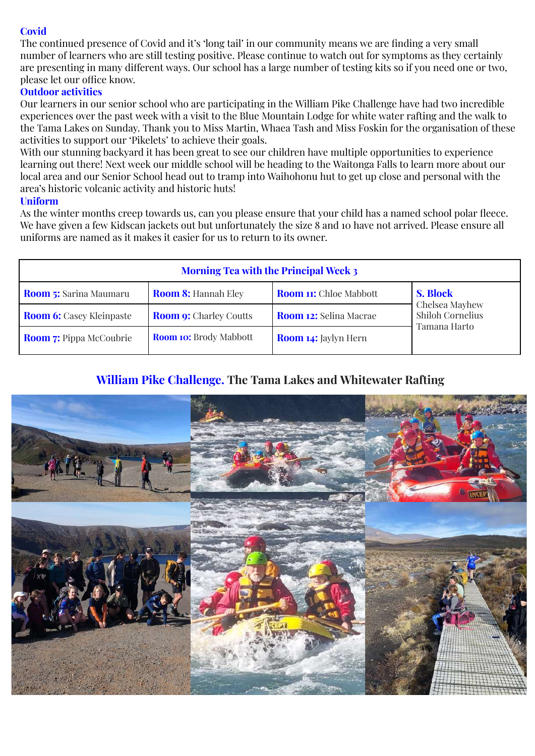### Covid

The continued presence of Covid and it's 'long tail' in our community means we are finding a very small number of learners who are still testing positive. Please continue to watch out for symptoms as they certainly are presenting in many different ways. Our school has a large number of testing kits so if you need one or two, please let our office know.

### Outdoor activities

Our learners in our senior school who are participating in the William Pike Challenge have had two incredible experiences over the past week with a visit to the Blue Mountain Lodge for white water rafting and the walk to the Tama Lakes on Sunday. Thank you to Miss Martin, Whaea Tash and Miss Foskin for the organisation of these activities to support our 'Pikelets' to achieve their goals.

With our stunning backyard it has been great to see our children have multiple opportunities to experience learning out there! Next week our middle school will be heading to the Waitonga Falls to learn more about our local area and our Senior School head out to tramp into Waihohonu hut to get up close and personal with the area's historic volcanic activity and historic huts!

### Uniform

As the winter months creep towards us, can you please ensure that your child has a named school polar fleece. We have given a few Kidscan jackets out but unfortunately the size 8 and 10 have not arrived. Please ensure all uniforms are named as it makes it easier for us to return to its owner.

| Morning Tea with the Principal Week 3 | | | |
|---|---|---|---|
| **Room 5:** Sarina Maumaru | **Room 8:** Hannah Eley | **Room 11:** Chloe Mabbott | **S. Block** Chelsea Mayhew Shiloh Cornelius Tamana Harto |
| **Room 6:** Casey Kleinpaste | **Room 9:** Charley Coutts | **Room 12:** Selina Macrae | |
| **Room 7:** Pippa McCoubrie | **Room 10:** Brody Mabbott | **Room 14:** Jaylyn Hern | |

## William Pike Challenge. The Tama Lakes and Whitewater Rafting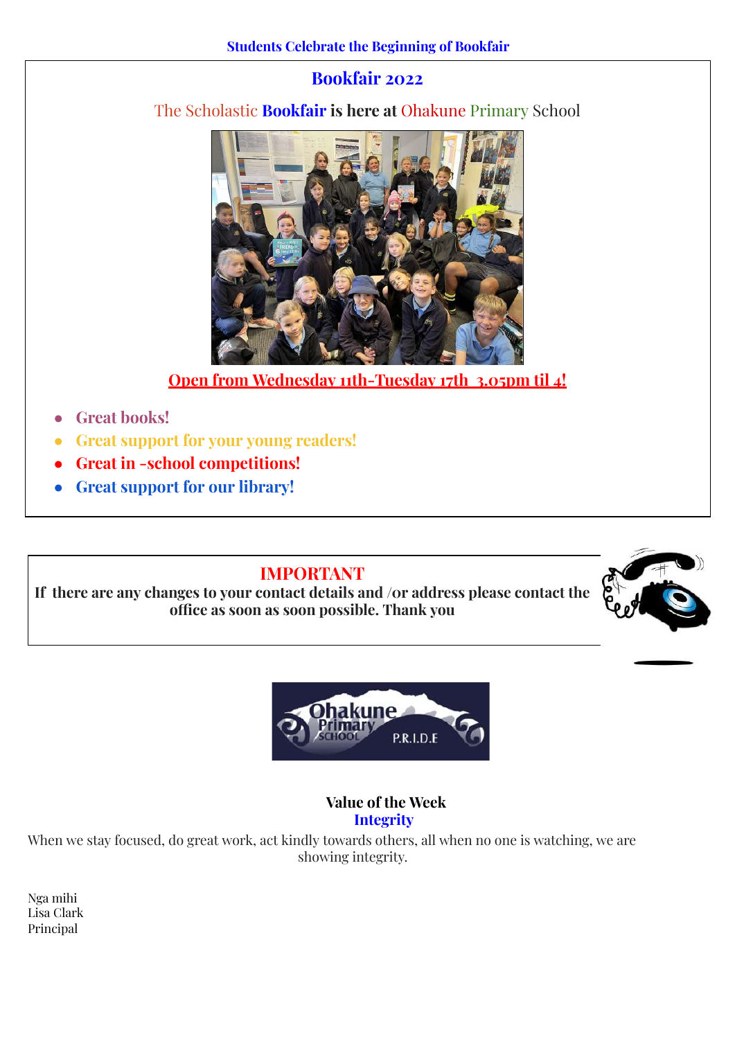**Students Celebrate the Beginning of Bookfair**

## Bookfair 2022

The Scholastic **Bookfair** **is here at** Ohakune Primary School

**Open from Wednesday 11th-Tuesday 17th 3.05pm til 4!**

- **Great books!**
- **Great support for your young readers!**
- **Great in -school competitions!**
- **Great support for our library!**

## IMPORTANT

**If there are any changes to your contact details and /or address please contact the office as soon as soon possible. Thank you**

Ohakune Primary School P.R.I.D.E

**Value of the Week**

**Integrity**

When we stay focused, do great work, act kindly towards others, all when no one is watching, we are showing integrity.

Nga mihi
Lisa Clark
Principal